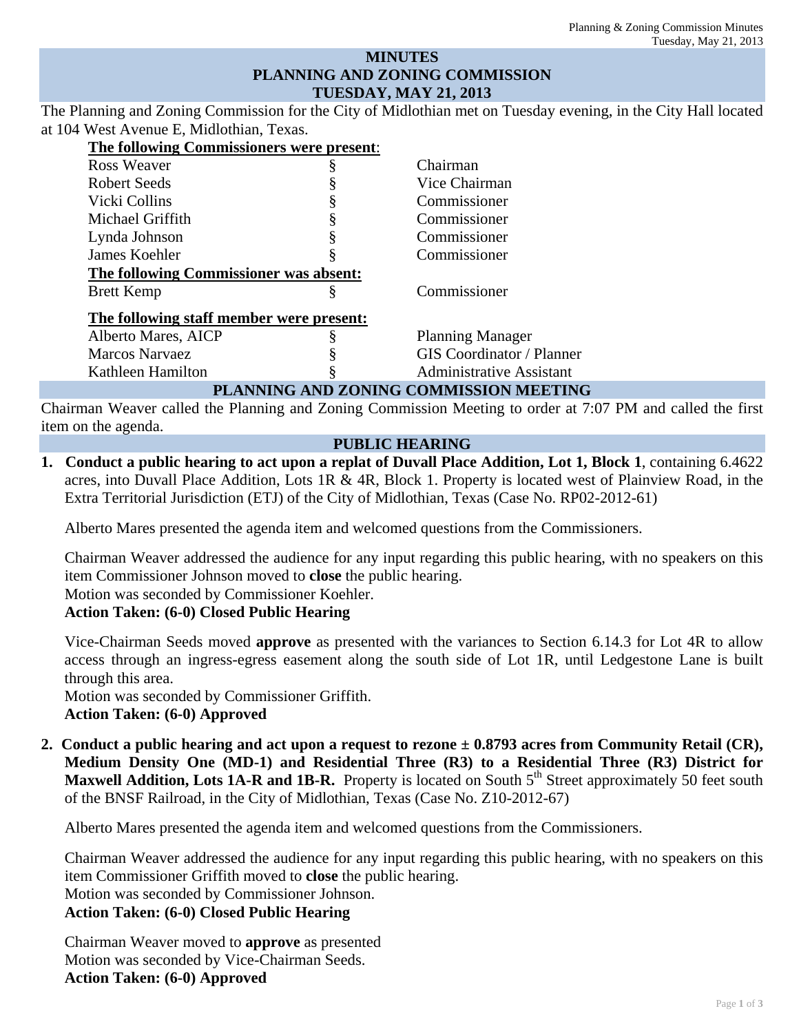# MINUTES
# PLANNING AND ZONING COMMISSION
# TUESDAY, MAY 21, 2013

The Planning and Zoning Commission for the City of Midlothian met on Tuesday evening, in the City Hall located at 104 West Avenue E, Midlothian, Texas.

**The following Commissioners were present:**

| | | |
|---|---|---|
| Ross Weaver | § | Chairman |
| Robert Seeds | § | Vice Chairman |
| Vicki Collins | § | Commissioner |
| Michael Griffith | § | Commissioner |
| Lynda Johnson | § | Commissioner |
| James Koehler | § | Commissioner |

**The following Commissioner was absent:**

| | | |
|---|---|---|
| Brett Kemp | § | Commissioner |

**The following staff member were present:**

| | | |
|---|---|---|
| Alberto Mares, AICP | § | Planning Manager |
| Marcos Narvaez | § | GIS Coordinator / Planner |
| Kathleen Hamilton | § | Administrative Assistant |

## PLANNING AND ZONING COMMISSION MEETING

Chairman Weaver called the Planning and Zoning Commission Meeting to order at 7:07 PM and called the first item on the agenda.

## PUBLIC HEARING

1. **Conduct a public hearing to act upon a replat of Duvall Place Addition, Lot 1, Block 1**, containing 6.4622 acres, into Duvall Place Addition, Lots 1R & 4R, Block 1. Property is located west of Plainview Road, in the Extra Territorial Jurisdiction (ETJ) of the City of Midlothian, Texas (Case No. RP02-2012-61)

   Alberto Mares presented the agenda item and welcomed questions from the Commissioners.

   Chairman Weaver addressed the audience for any input regarding this public hearing, with no speakers on this item Commissioner Johnson moved to **close** the public hearing.
   Motion was seconded by Commissioner Koehler.
   **Action Taken: (6-0) Closed Public Hearing**

   Vice-Chairman Seeds moved **approve** as presented with the variances to Section 6.14.3 for Lot 4R to allow access through an ingress-egress easement along the south side of Lot 1R, until Ledgestone Lane is built through this area.
   Motion was seconded by Commissioner Griffith.
   **Action Taken: (6-0) Approved**

2. **Conduct a public hearing and act upon a request to rezone ± 0.8793 acres from Community Retail (CR), Medium Density One (MD-1) and Residential Three (R3) to a Residential Three (R3) District for Maxwell Addition, Lots 1A-R and 1B-R.** Property is located on South 5th Street approximately 50 feet south of the BNSF Railroad, in the City of Midlothian, Texas (Case No. Z10-2012-67)

   Alberto Mares presented the agenda item and welcomed questions from the Commissioners.

   Chairman Weaver addressed the audience for any input regarding this public hearing, with no speakers on this item Commissioner Griffith moved to **close** the public hearing.
   Motion was seconded by Commissioner Johnson.
   **Action Taken: (6-0) Closed Public Hearing**

   Chairman Weaver moved to **approve** as presented
   Motion was seconded by Vice-Chairman Seeds.
   **Action Taken: (6-0) Approved**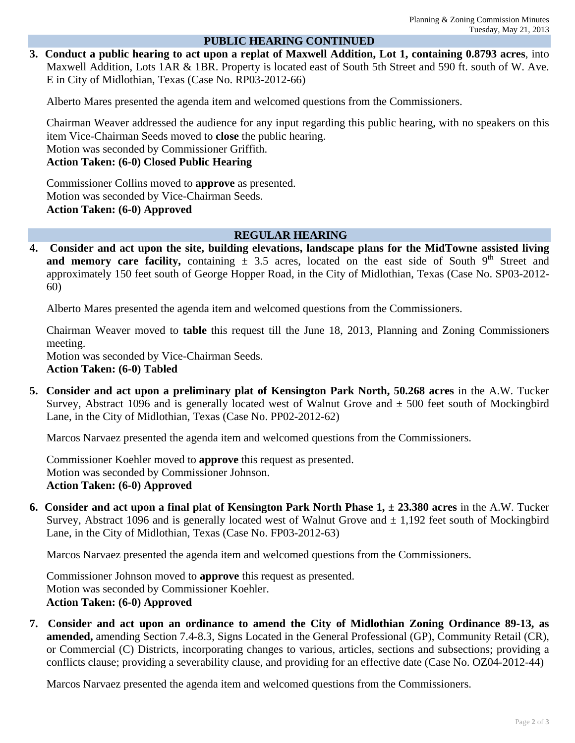## PUBLIC HEARING CONTINUED

**3. Conduct a public hearing to act upon a replat of Maxwell Addition, Lot 1, containing 0.8793 acres**, into Maxwell Addition, Lots 1AR & 1BR. Property is located east of South 5th Street and 590 ft. south of W. Ave. E in City of Midlothian, Texas (Case No. RP03-2012-66)

Alberto Mares presented the agenda item and welcomed questions from the Commissioners.

Chairman Weaver addressed the audience for any input regarding this public hearing, with no speakers on this item Vice-Chairman Seeds moved to **close** the public hearing.
Motion was seconded by Commissioner Griffith.
**Action Taken: (6-0) Closed Public Hearing**

Commissioner Collins moved to **approve** as presented.
Motion was seconded by Vice-Chairman Seeds.
**Action Taken: (6-0) Approved**

## REGULAR HEARING

**4. Consider and act upon the site, building elevations, landscape plans for the MidTowne assisted living and memory care facility,** containing ± 3.5 acres, located on the east side of South 9th Street and approximately 150 feet south of George Hopper Road, in the City of Midlothian, Texas (Case No. SP03-2012-60)

Alberto Mares presented the agenda item and welcomed questions from the Commissioners.

Chairman Weaver moved to **table** this request till the June 18, 2013, Planning and Zoning Commissioners meeting.
Motion was seconded by Vice-Chairman Seeds.
**Action Taken: (6-0) Tabled**

**5. Consider and act upon a preliminary plat of Kensington Park North, 50.268 acres** in the A.W. Tucker Survey, Abstract 1096 and is generally located west of Walnut Grove and ± 500 feet south of Mockingbird Lane, in the City of Midlothian, Texas (Case No. PP02-2012-62)

Marcos Narvaez presented the agenda item and welcomed questions from the Commissioners.

Commissioner Koehler moved to **approve** this request as presented.
Motion was seconded by Commissioner Johnson.
**Action Taken: (6-0) Approved**

**6. Consider and act upon a final plat of Kensington Park North Phase 1, ± 23.380 acres** in the A.W. Tucker Survey, Abstract 1096 and is generally located west of Walnut Grove and ± 1,192 feet south of Mockingbird Lane, in the City of Midlothian, Texas (Case No. FP03-2012-63)

Marcos Narvaez presented the agenda item and welcomed questions from the Commissioners.

Commissioner Johnson moved to **approve** this request as presented.
Motion was seconded by Commissioner Koehler.
**Action Taken: (6-0) Approved**

**7. Consider and act upon an ordinance to amend the City of Midlothian Zoning Ordinance 89-13, as amended,** amending Section 7.4-8.3, Signs Located in the General Professional (GP), Community Retail (CR), or Commercial (C) Districts, incorporating changes to various, articles, sections and subsections; providing a conflicts clause; providing a severability clause, and providing for an effective date (Case No. OZ04-2012-44)

Marcos Narvaez presented the agenda item and welcomed questions from the Commissioners.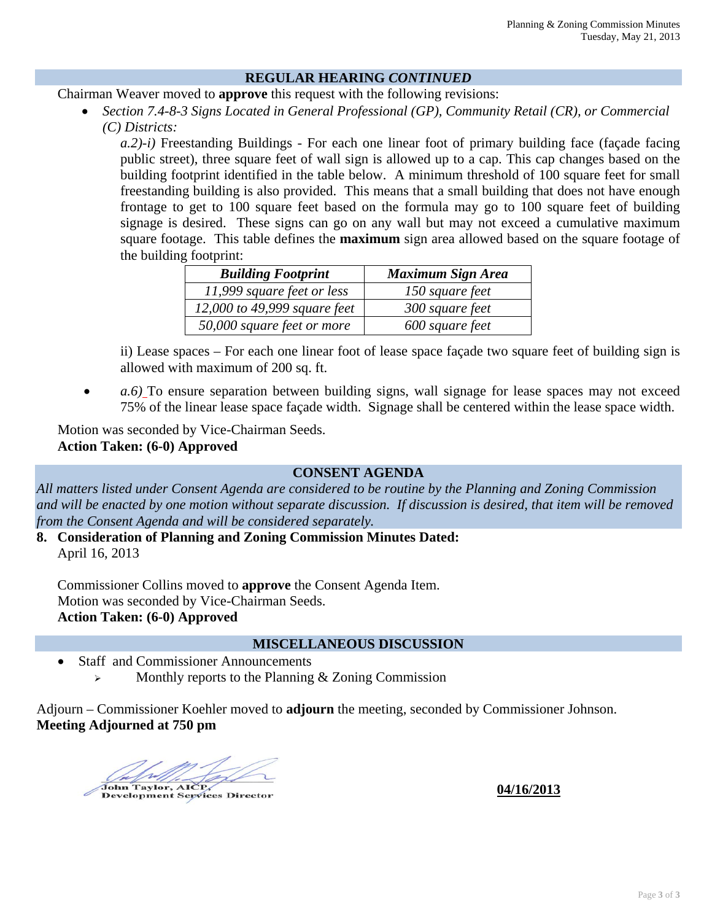## REGULAR HEARING *CONTINUED*

Chairman Weaver moved to **approve** this request with the following revisions:

- *Section 7.4-8-3 Signs Located in General Professional (GP), Community Retail (CR), or Commercial (C) Districts:*

  *a.2)-i)* Freestanding Buildings - For each one linear foot of primary building face (façade facing public street), three square feet of wall sign is allowed up to a cap. This cap changes based on the building footprint identified in the table below. A minimum threshold of 100 square feet for small freestanding building is also provided. This means that a small building that does not have enough frontage to get to 100 square feet based on the formula may go to 100 square feet of building signage is desired. These signs can go on any wall but may not exceed a cumulative maximum square footage. This table defines the **maximum** sign area allowed based on the square footage of the building footprint:

  | ***Building Footprint*** | ***Maximum Sign Area*** |
  |---|---|
  | *11,999 square feet or less* | *150 square feet* |
  | *12,000 to 49,999 square feet* | *300 square feet* |
  | *50,000 square feet or more* | *600 square feet* |

  ii) Lease spaces – For each one linear foot of lease space façade two square feet of building sign is allowed with maximum of 200 sq. ft.

- *a.6)* To ensure separation between building signs, wall signage for lease spaces may not exceed 75% of the linear lease space façade width. Signage shall be centered within the lease space width.

Motion was seconded by Vice-Chairman Seeds.
**Action Taken: (6-0) Approved**

## CONSENT AGENDA

*All matters listed under Consent Agenda are considered to be routine by the Planning and Zoning Commission and will be enacted by one motion without separate discussion. If discussion is desired, that item will be removed from the Consent Agenda and will be considered separately.*

**8. Consideration of Planning and Zoning Commission Minutes Dated:**
April 16, 2013

Commissioner Collins moved to **approve** the Consent Agenda Item.
Motion was seconded by Vice-Chairman Seeds.
**Action Taken: (6-0) Approved**

## MISCELLANEOUS DISCUSSION

- Staff and Commissioner Announcements
  - Monthly reports to the Planning & Zoning Commission

Adjourn – Commissioner Koehler moved to **adjourn** the meeting, seconded by Commissioner Johnson.
**Meeting Adjourned at 750 pm**

John Taylor, AICP,
Development Services Director

**04/16/2013**